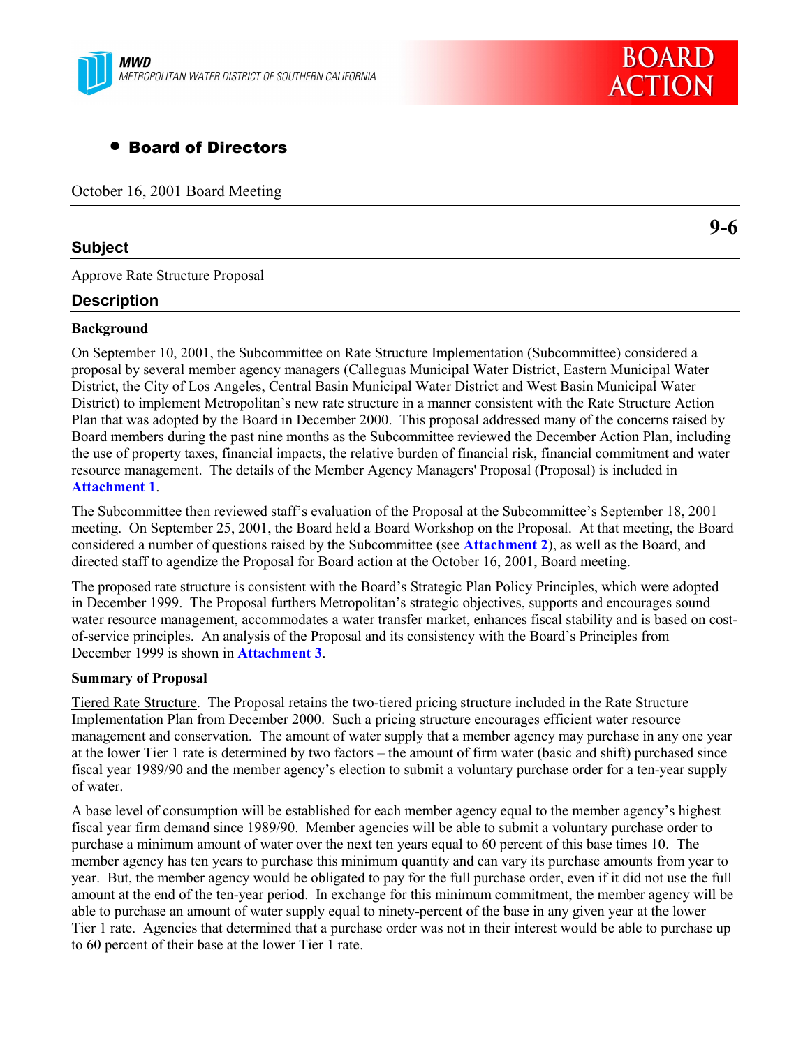MWD
METROPOLITAN WATER DISTRICT OF SOUTHERN CALIFORNIA

BOARD ACTION

- **Board of Directors**

October 16, 2001 Board Meeting

**9-6**

## Subject

Approve Rate Structure Proposal

## Description

**Background**

On September 10, 2001, the Subcommittee on Rate Structure Implementation (Subcommittee) considered a proposal by several member agency managers (Calleguas Municipal Water District, Eastern Municipal Water District, the City of Los Angeles, Central Basin Municipal Water District and West Basin Municipal Water District) to implement Metropolitan's new rate structure in a manner consistent with the Rate Structure Action Plan that was adopted by the Board in December 2000. This proposal addressed many of the concerns raised by Board members during the past nine months as the Subcommittee reviewed the December Action Plan, including the use of property taxes, financial impacts, the relative burden of financial risk, financial commitment and water resource management. The details of the Member Agency Managers' Proposal (Proposal) is included in **Attachment 1**.

The Subcommittee then reviewed staff's evaluation of the Proposal at the Subcommittee's September 18, 2001 meeting. On September 25, 2001, the Board held a Board Workshop on the Proposal. At that meeting, the Board considered a number of questions raised by the Subcommittee (see **Attachment 2**), as well as the Board, and directed staff to agendize the Proposal for Board action at the October 16, 2001, Board meeting.

The proposed rate structure is consistent with the Board's Strategic Plan Policy Principles, which were adopted in December 1999. The Proposal furthers Metropolitan's strategic objectives, supports and encourages sound water resource management, accommodates a water transfer market, enhances fiscal stability and is based on cost-of-service principles. An analysis of the Proposal and its consistency with the Board's Principles from December 1999 is shown in **Attachment 3**.

**Summary of Proposal**

Tiered Rate Structure. The Proposal retains the two-tiered pricing structure included in the Rate Structure Implementation Plan from December 2000. Such a pricing structure encourages efficient water resource management and conservation. The amount of water supply that a member agency may purchase in any one year at the lower Tier 1 rate is determined by two factors – the amount of firm water (basic and shift) purchased since fiscal year 1989/90 and the member agency's election to submit a voluntary purchase order for a ten-year supply of water.

A base level of consumption will be established for each member agency equal to the member agency's highest fiscal year firm demand since 1989/90. Member agencies will be able to submit a voluntary purchase order to purchase a minimum amount of water over the next ten years equal to 60 percent of this base times 10. The member agency has ten years to purchase this minimum quantity and can vary its purchase amounts from year to year. But, the member agency would be obligated to pay for the full purchase order, even if it did not use the full amount at the end of the ten-year period. In exchange for this minimum commitment, the member agency will be able to purchase an amount of water supply equal to ninety-percent of the base in any given year at the lower Tier 1 rate. Agencies that determined that a purchase order was not in their interest would be able to purchase up to 60 percent of their base at the lower Tier 1 rate.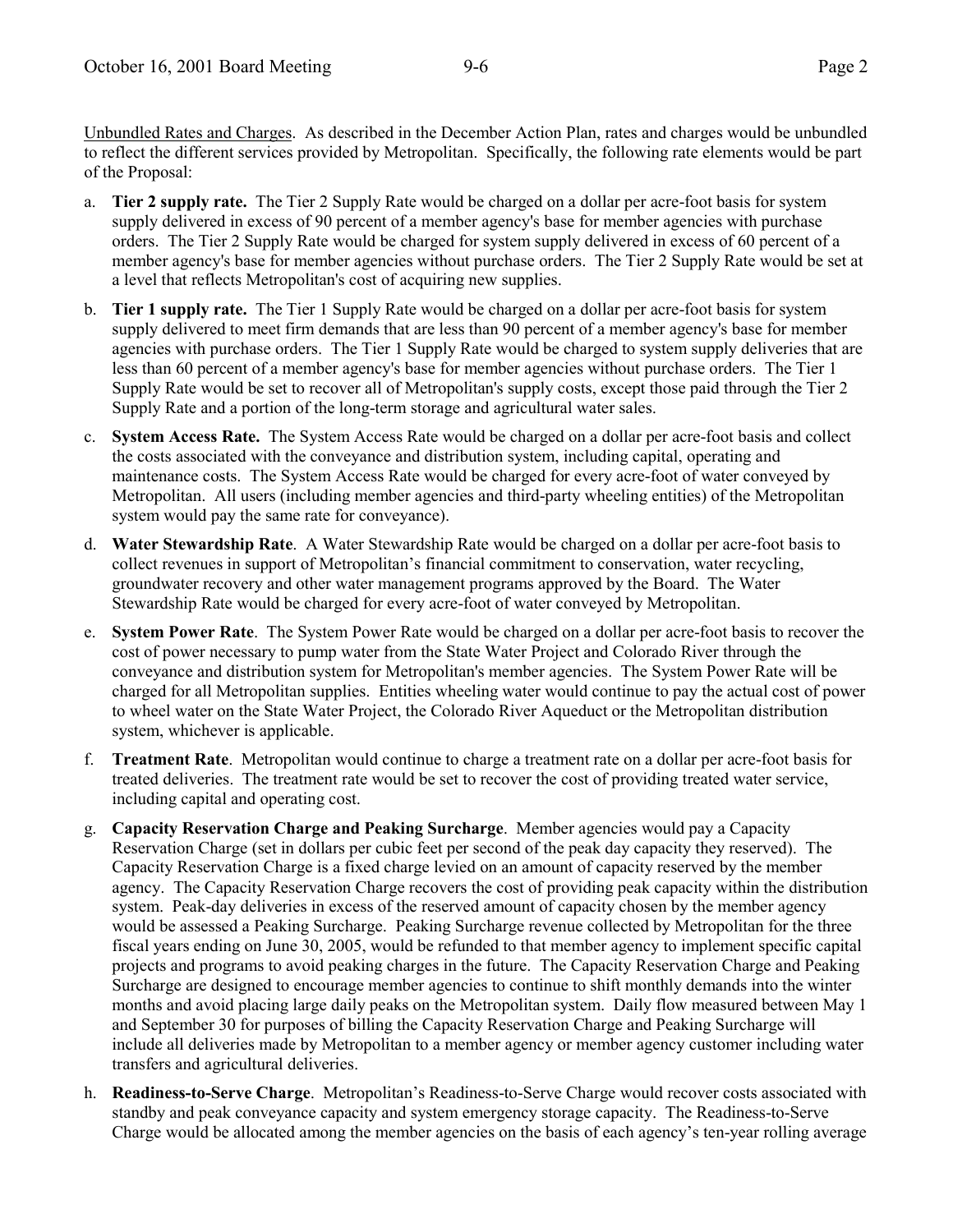Unbundled Rates and Charges. As described in the December Action Plan, rates and charges would be unbundled to reflect the different services provided by Metropolitan. Specifically, the following rate elements would be part of the Proposal:

a. **Tier 2 supply rate.** The Tier 2 Supply Rate would be charged on a dollar per acre-foot basis for system supply delivered in excess of 90 percent of a member agency's base for member agencies with purchase orders. The Tier 2 Supply Rate would be charged for system supply delivered in excess of 60 percent of a member agency's base for member agencies without purchase orders. The Tier 2 Supply Rate would be set at a level that reflects Metropolitan's cost of acquiring new supplies.

b. **Tier 1 supply rate.** The Tier 1 Supply Rate would be charged on a dollar per acre-foot basis for system supply delivered to meet firm demands that are less than 90 percent of a member agency's base for member agencies with purchase orders. The Tier 1 Supply Rate would be charged to system supply deliveries that are less than 60 percent of a member agency's base for member agencies without purchase orders. The Tier 1 Supply Rate would be set to recover all of Metropolitan's supply costs, except those paid through the Tier 2 Supply Rate and a portion of the long-term storage and agricultural water sales.

c. **System Access Rate.** The System Access Rate would be charged on a dollar per acre-foot basis and collect the costs associated with the conveyance and distribution system, including capital, operating and maintenance costs. The System Access Rate would be charged for every acre-foot of water conveyed by Metropolitan. All users (including member agencies and third-party wheeling entities) of the Metropolitan system would pay the same rate for conveyance).

d. **Water Stewardship Rate**. A Water Stewardship Rate would be charged on a dollar per acre-foot basis to collect revenues in support of Metropolitan's financial commitment to conservation, water recycling, groundwater recovery and other water management programs approved by the Board. The Water Stewardship Rate would be charged for every acre-foot of water conveyed by Metropolitan.

e. **System Power Rate**. The System Power Rate would be charged on a dollar per acre-foot basis to recover the cost of power necessary to pump water from the State Water Project and Colorado River through the conveyance and distribution system for Metropolitan's member agencies. The System Power Rate will be charged for all Metropolitan supplies. Entities wheeling water would continue to pay the actual cost of power to wheel water on the State Water Project, the Colorado River Aqueduct or the Metropolitan distribution system, whichever is applicable.

f. **Treatment Rate**. Metropolitan would continue to charge a treatment rate on a dollar per acre-foot basis for treated deliveries. The treatment rate would be set to recover the cost of providing treated water service, including capital and operating cost.

g. **Capacity Reservation Charge and Peaking Surcharge**. Member agencies would pay a Capacity Reservation Charge (set in dollars per cubic feet per second of the peak day capacity they reserved). The Capacity Reservation Charge is a fixed charge levied on an amount of capacity reserved by the member agency. The Capacity Reservation Charge recovers the cost of providing peak capacity within the distribution system. Peak-day deliveries in excess of the reserved amount of capacity chosen by the member agency would be assessed a Peaking Surcharge. Peaking Surcharge revenue collected by Metropolitan for the three fiscal years ending on June 30, 2005, would be refunded to that member agency to implement specific capital projects and programs to avoid peaking charges in the future. The Capacity Reservation Charge and Peaking Surcharge are designed to encourage member agencies to continue to shift monthly demands into the winter months and avoid placing large daily peaks on the Metropolitan system. Daily flow measured between May 1 and September 30 for purposes of billing the Capacity Reservation Charge and Peaking Surcharge will include all deliveries made by Metropolitan to a member agency or member agency customer including water transfers and agricultural deliveries.

h. **Readiness-to-Serve Charge**. Metropolitan's Readiness-to-Serve Charge would recover costs associated with standby and peak conveyance capacity and system emergency storage capacity. The Readiness-to-Serve Charge would be allocated among the member agencies on the basis of each agency's ten-year rolling average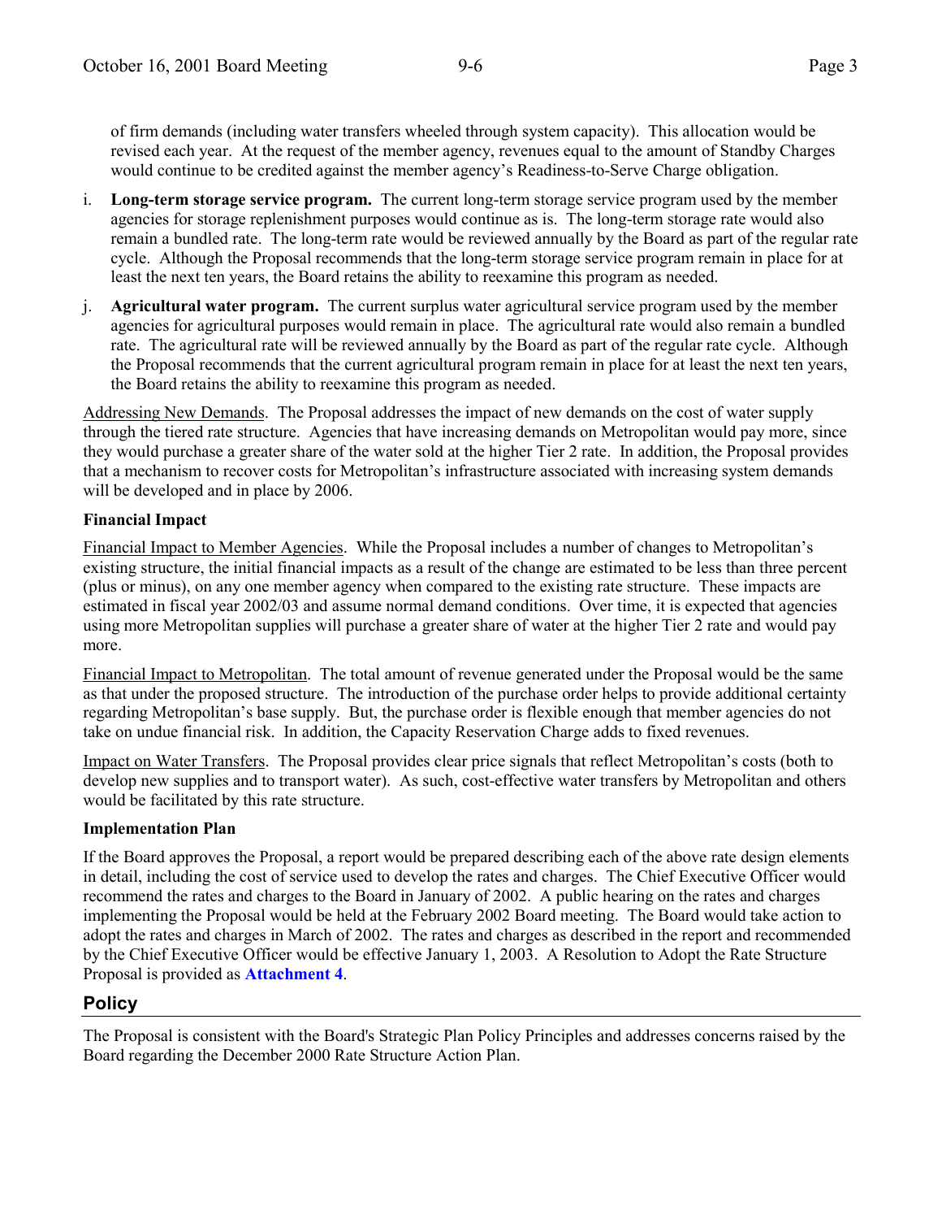of firm demands (including water transfers wheeled through system capacity). This allocation would be revised each year. At the request of the member agency, revenues equal to the amount of Standby Charges would continue to be credited against the member agency's Readiness-to-Serve Charge obligation.

i. **Long-term storage service program.** The current long-term storage service program used by the member agencies for storage replenishment purposes would continue as is. The long-term storage rate would also remain a bundled rate. The long-term rate would be reviewed annually by the Board as part of the regular rate cycle. Although the Proposal recommends that the long-term storage service program remain in place for at least the next ten years, the Board retains the ability to reexamine this program as needed.

j. **Agricultural water program.** The current surplus water agricultural service program used by the member agencies for agricultural purposes would remain in place. The agricultural rate would also remain a bundled rate. The agricultural rate will be reviewed annually by the Board as part of the regular rate cycle. Although the Proposal recommends that the current agricultural program remain in place for at least the next ten years, the Board retains the ability to reexamine this program as needed.

Addressing New Demands. The Proposal addresses the impact of new demands on the cost of water supply through the tiered rate structure. Agencies that have increasing demands on Metropolitan would pay more, since they would purchase a greater share of the water sold at the higher Tier 2 rate. In addition, the Proposal provides that a mechanism to recover costs for Metropolitan's infrastructure associated with increasing system demands will be developed and in place by 2006.

**Financial Impact**

Financial Impact to Member Agencies. While the Proposal includes a number of changes to Metropolitan's existing structure, the initial financial impacts as a result of the change are estimated to be less than three percent (plus or minus), on any one member agency when compared to the existing rate structure. These impacts are estimated in fiscal year 2002/03 and assume normal demand conditions. Over time, it is expected that agencies using more Metropolitan supplies will purchase a greater share of water at the higher Tier 2 rate and would pay more.

Financial Impact to Metropolitan. The total amount of revenue generated under the Proposal would be the same as that under the proposed structure. The introduction of the purchase order helps to provide additional certainty regarding Metropolitan's base supply. But, the purchase order is flexible enough that member agencies do not take on undue financial risk. In addition, the Capacity Reservation Charge adds to fixed revenues.

Impact on Water Transfers. The Proposal provides clear price signals that reflect Metropolitan's costs (both to develop new supplies and to transport water). As such, cost-effective water transfers by Metropolitan and others would be facilitated by this rate structure.

**Implementation Plan**

If the Board approves the Proposal, a report would be prepared describing each of the above rate design elements in detail, including the cost of service used to develop the rates and charges. The Chief Executive Officer would recommend the rates and charges to the Board in January of 2002. A public hearing on the rates and charges implementing the Proposal would be held at the February 2002 Board meeting. The Board would take action to adopt the rates and charges in March of 2002. The rates and charges as described in the report and recommended by the Chief Executive Officer would be effective January 1, 2003. A Resolution to Adopt the Rate Structure Proposal is provided as **Attachment 4**.

## Policy

The Proposal is consistent with the Board's Strategic Plan Policy Principles and addresses concerns raised by the Board regarding the December 2000 Rate Structure Action Plan.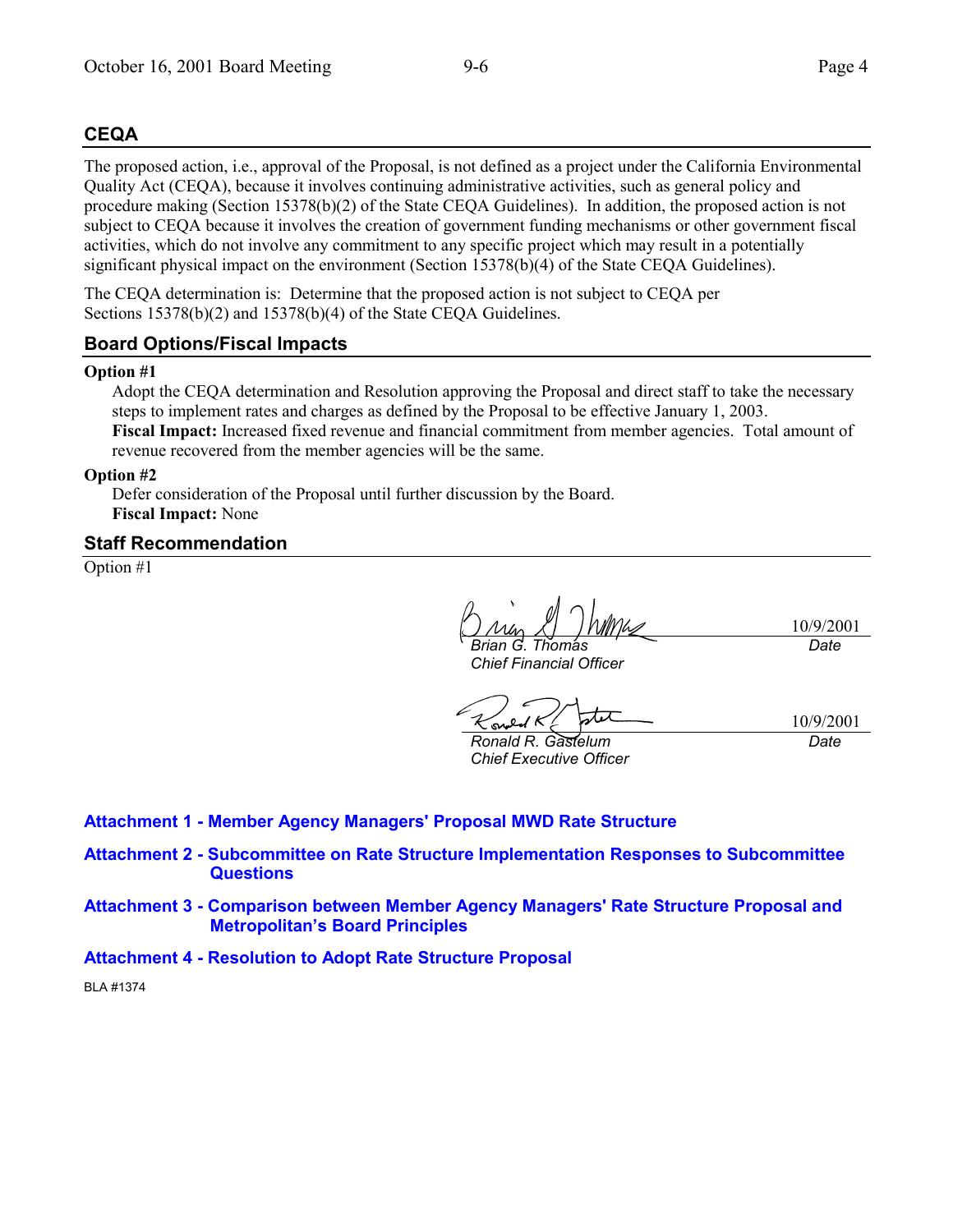## CEQA

The proposed action, i.e., approval of the Proposal, is not defined as a project under the California Environmental Quality Act (CEQA), because it involves continuing administrative activities, such as general policy and procedure making (Section 15378(b)(2) of the State CEQA Guidelines). In addition, the proposed action is not subject to CEQA because it involves the creation of government funding mechanisms or other government fiscal activities, which do not involve any commitment to any specific project which may result in a potentially significant physical impact on the environment (Section 15378(b)(4) of the State CEQA Guidelines).

The CEQA determination is: Determine that the proposed action is not subject to CEQA per Sections 15378(b)(2) and 15378(b)(4) of the State CEQA Guidelines.

## Board Options/Fiscal Impacts

**Option #1**

Adopt the CEQA determination and Resolution approving the Proposal and direct staff to take the necessary steps to implement rates and charges as defined by the Proposal to be effective January 1, 2003.

**Fiscal Impact:** Increased fixed revenue and financial commitment from member agencies. Total amount of revenue recovered from the member agencies will be the same.

**Option #2**

Defer consideration of the Proposal until further discussion by the Board.

**Fiscal Impact:** None

## Staff Recommendation

Option #1

| | |
|---|---|
| *Brian G. Thomas*<br>*Chief Financial Officer* | 10/9/2001<br>*Date* |
| *Ronald R. Gastelum*<br>*Chief Executive Officer* | 10/9/2001<br>*Date* |

**Attachment 1 - Member Agency Managers' Proposal MWD Rate Structure**

**Attachment 2 - Subcommittee on Rate Structure Implementation Responses to Subcommittee Questions**

**Attachment 3 - Comparison between Member Agency Managers' Rate Structure Proposal and Metropolitan's Board Principles**

**Attachment 4 - Resolution to Adopt Rate Structure Proposal**

BLA #1374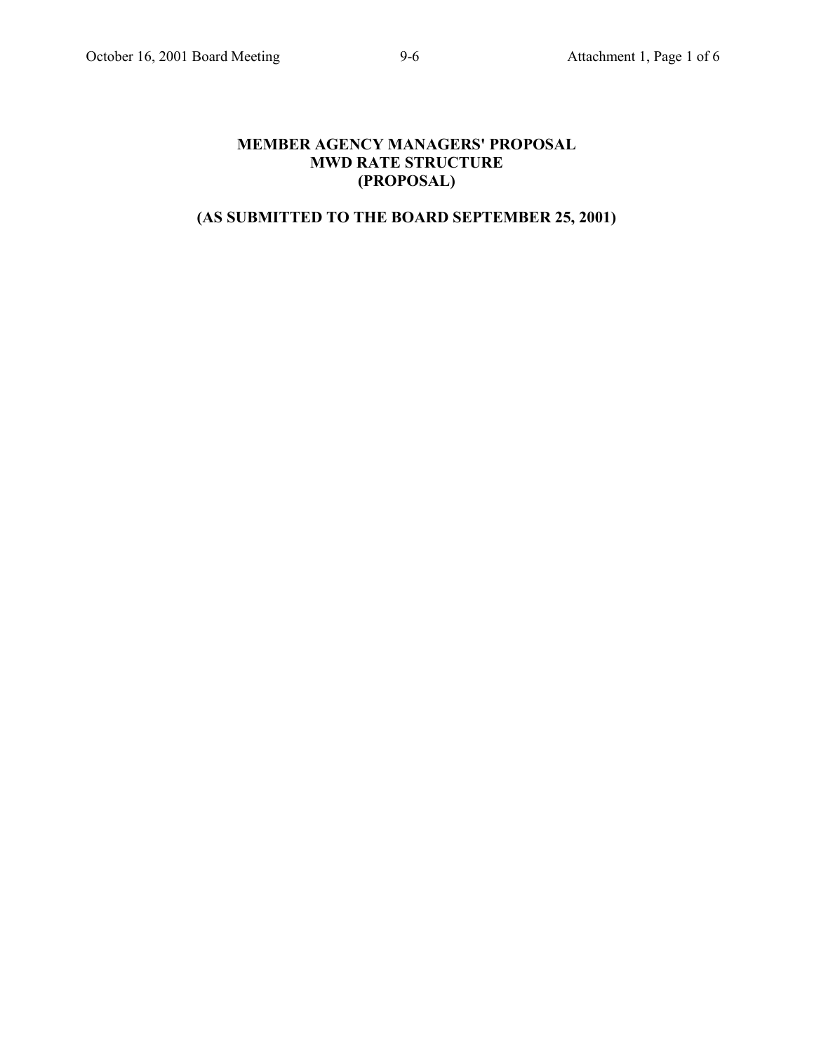# MEMBER AGENCY MANAGERS' PROPOSAL
# MWD RATE STRUCTURE
# (PROPOSAL)

## (AS SUBMITTED TO THE BOARD SEPTEMBER 25, 2001)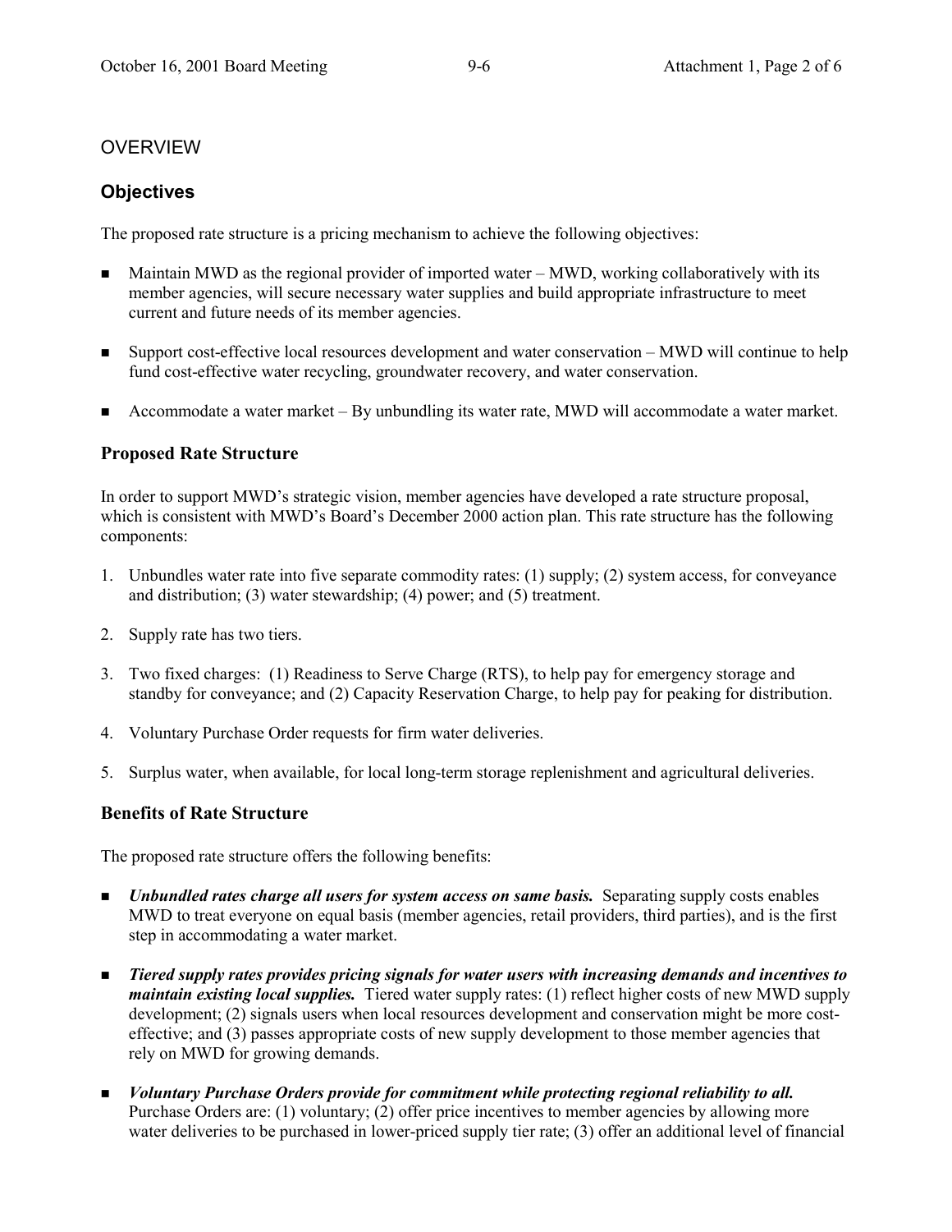## OVERVIEW

### Objectives

The proposed rate structure is a pricing mechanism to achieve the following objectives:

- Maintain MWD as the regional provider of imported water – MWD, working collaboratively with its member agencies, will secure necessary water supplies and build appropriate infrastructure to meet current and future needs of its member agencies.
- Support cost-effective local resources development and water conservation – MWD will continue to help fund cost-effective water recycling, groundwater recovery, and water conservation.
- Accommodate a water market – By unbundling its water rate, MWD will accommodate a water market.

### Proposed Rate Structure

In order to support MWD's strategic vision, member agencies have developed a rate structure proposal, which is consistent with MWD's Board's December 2000 action plan. This rate structure has the following components:

1. Unbundles water rate into five separate commodity rates: (1) supply; (2) system access, for conveyance and distribution; (3) water stewardship; (4) power; and (5) treatment.
2. Supply rate has two tiers.
3. Two fixed charges: (1) Readiness to Serve Charge (RTS), to help pay for emergency storage and standby for conveyance; and (2) Capacity Reservation Charge, to help pay for peaking for distribution.
4. Voluntary Purchase Order requests for firm water deliveries.
5. Surplus water, when available, for local long-term storage replenishment and agricultural deliveries.

### Benefits of Rate Structure

The proposed rate structure offers the following benefits:

- ***Unbundled rates charge all users for system access on same basis.*** Separating supply costs enables MWD to treat everyone on equal basis (member agencies, retail providers, third parties), and is the first step in accommodating a water market.
- ***Tiered supply rates provides pricing signals for water users with increasing demands and incentives to maintain existing local supplies.*** Tiered water supply rates: (1) reflect higher costs of new MWD supply development; (2) signals users when local resources development and conservation might be more cost-effective; and (3) passes appropriate costs of new supply development to those member agencies that rely on MWD for growing demands.
- ***Voluntary Purchase Orders provide for commitment while protecting regional reliability to all.*** Purchase Orders are: (1) voluntary; (2) offer price incentives to member agencies by allowing more water deliveries to be purchased in lower-priced supply tier rate; (3) offer an additional level of financial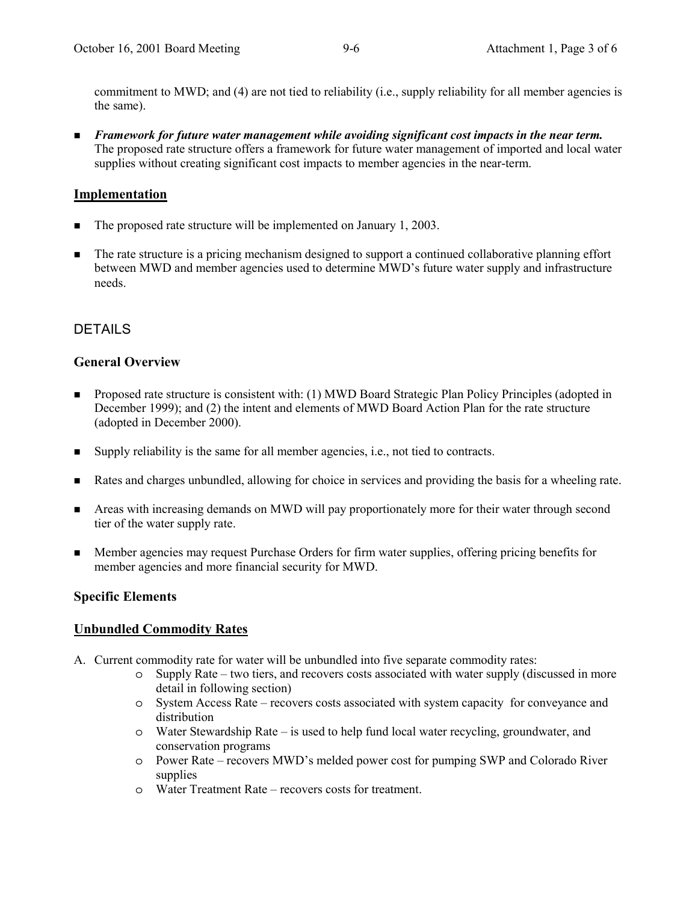commitment to MWD; and (4) are not tied to reliability (i.e., supply reliability for all member agencies is the same).

- ***Framework for future water management while avoiding significant cost impacts in the near term.*** The proposed rate structure offers a framework for future water management of imported and local water supplies without creating significant cost impacts to member agencies in the near-term.

## Implementation

- The proposed rate structure will be implemented on January 1, 2003.
- The rate structure is a pricing mechanism designed to support a continued collaborative planning effort between MWD and member agencies used to determine MWD's future water supply and infrastructure needs.

# DETAILS

## General Overview

- Proposed rate structure is consistent with: (1) MWD Board Strategic Plan Policy Principles (adopted in December 1999); and (2) the intent and elements of MWD Board Action Plan for the rate structure (adopted in December 2000).
- Supply reliability is the same for all member agencies, i.e., not tied to contracts.
- Rates and charges unbundled, allowing for choice in services and providing the basis for a wheeling rate.
- Areas with increasing demands on MWD will pay proportionately more for their water through second tier of the water supply rate.
- Member agencies may request Purchase Orders for firm water supplies, offering pricing benefits for member agencies and more financial security for MWD.

## Specific Elements

### Unbundled Commodity Rates

A. Current commodity rate for water will be unbundled into five separate commodity rates:
   - Supply Rate – two tiers, and recovers costs associated with water supply (discussed in more detail in following section)
   - System Access Rate – recovers costs associated with system capacity for conveyance and distribution
   - Water Stewardship Rate – is used to help fund local water recycling, groundwater, and conservation programs
   - Power Rate – recovers MWD's melded power cost for pumping SWP and Colorado River supplies
   - Water Treatment Rate – recovers costs for treatment.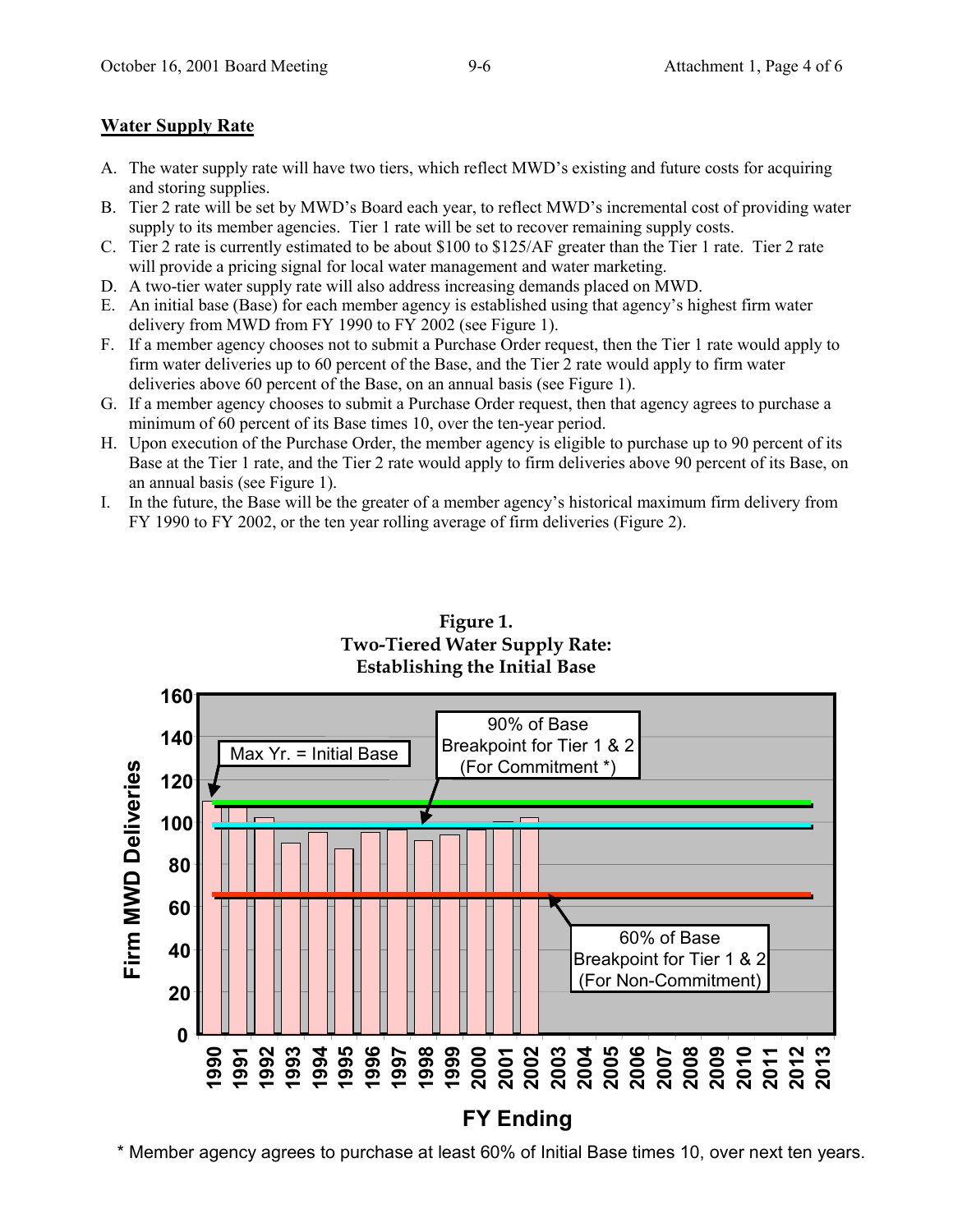## Water Supply Rate

A. The water supply rate will have two tiers, which reflect MWD's existing and future costs for acquiring and storing supplies.
B. Tier 2 rate will be set by MWD's Board each year, to reflect MWD's incremental cost of providing water supply to its member agencies. Tier 1 rate will be set to recover remaining supply costs.
C. Tier 2 rate is currently estimated to be about $100 to $125/AF greater than the Tier 1 rate. Tier 2 rate will provide a pricing signal for local water management and water marketing.
D. A two-tier water supply rate will also address increasing demands placed on MWD.
E. An initial base (Base) for each member agency is established using that agency's highest firm water delivery from MWD from FY 1990 to FY 2002 (see Figure 1).
F. If a member agency chooses not to submit a Purchase Order request, then the Tier 1 rate would apply to firm water deliveries up to 60 percent of the Base, and the Tier 2 rate would apply to firm water deliveries above 60 percent of the Base, on an annual basis (see Figure 1).
G. If a member agency chooses to submit a Purchase Order request, then that agency agrees to purchase a minimum of 60 percent of its Base times 10, over the ten-year period.
H. Upon execution of the Purchase Order, the member agency is eligible to purchase up to 90 percent of its Base at the Tier 1 rate, and the Tier 2 rate would apply to firm deliveries above 90 percent of its Base, on an annual basis (see Figure 1).
I. In the future, the Base will be the greater of a member agency's historical maximum firm delivery from FY 1990 to FY 2002, or the ten year rolling average of firm deliveries (Figure 2).

**Figure 1.**
**Two-Tiered Water Supply Rate:**
**Establishing the Initial Base**

Firm MWD Deliveries (0–160) vs. FY Ending (1990–2013). Labels: "Max Yr. = Initial Base"; "90% of Base Breakpoint for Tier 1 & 2 (For Commitment *)"; "60% of Base Breakpoint for Tier 1 & 2 (For Non-Commitment)".

\* Member agency agrees to purchase at least 60% of Initial Base times 10, over next ten years.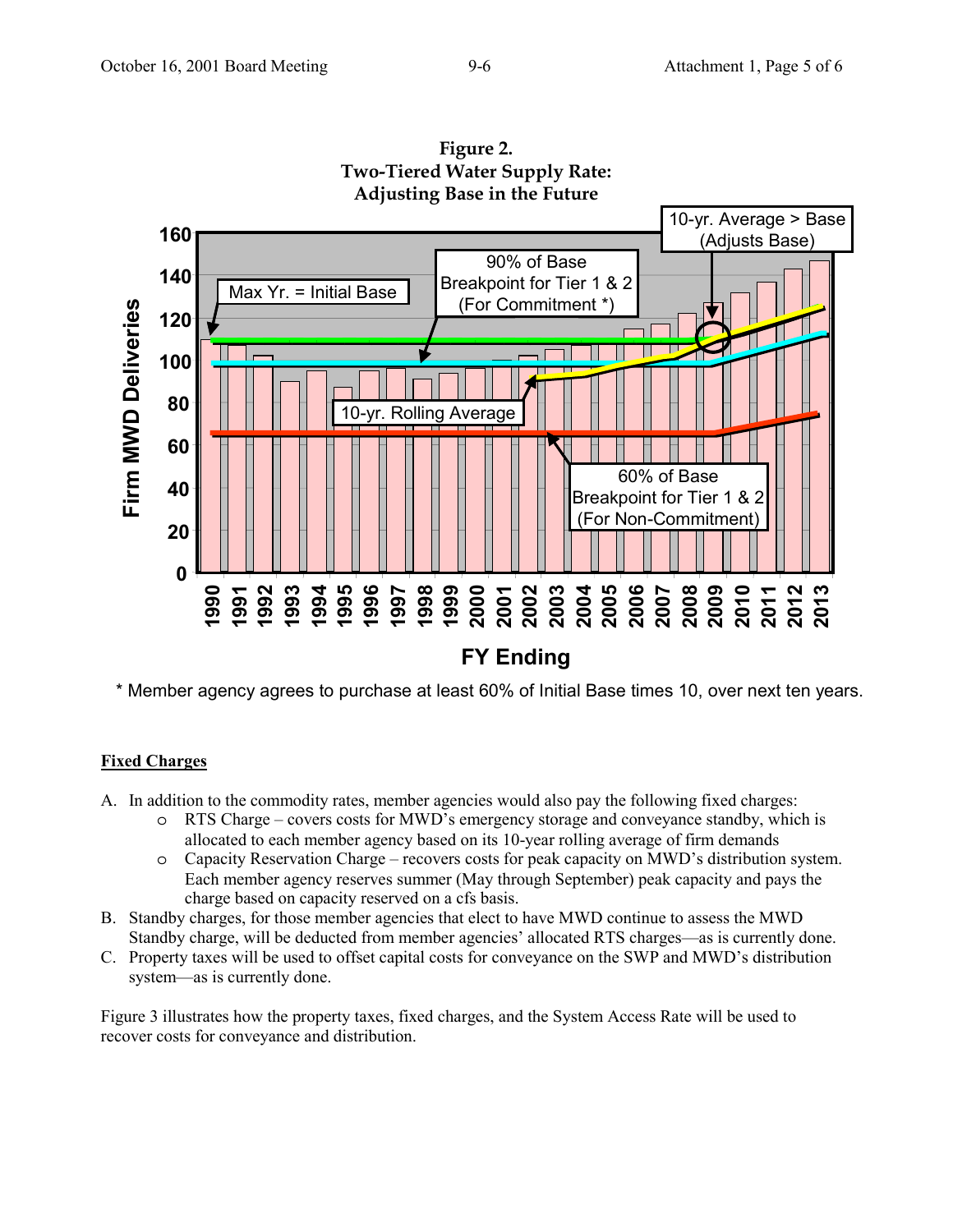**Figure 2. Two-Tiered Water Supply Rate: Adjusting Base in the Future**

\* Member agency agrees to purchase at least 60% of Initial Base times 10, over next ten years.

**Fixed Charges**

A. In addition to the commodity rates, member agencies would also pay the following fixed charges:
   - RTS Charge – covers costs for MWD's emergency storage and conveyance standby, which is allocated to each member agency based on its 10-year rolling average of firm demands
   - Capacity Reservation Charge – recovers costs for peak capacity on MWD's distribution system. Each member agency reserves summer (May through September) peak capacity and pays the charge based on capacity reserved on a cfs basis.

B. Standby charges, for those member agencies that elect to have MWD continue to assess the MWD Standby charge, will be deducted from member agencies' allocated RTS charges—as is currently done.

C. Property taxes will be used to offset capital costs for conveyance on the SWP and MWD's distribution system—as is currently done.

Figure 3 illustrates how the property taxes, fixed charges, and the System Access Rate will be used to recover costs for conveyance and distribution.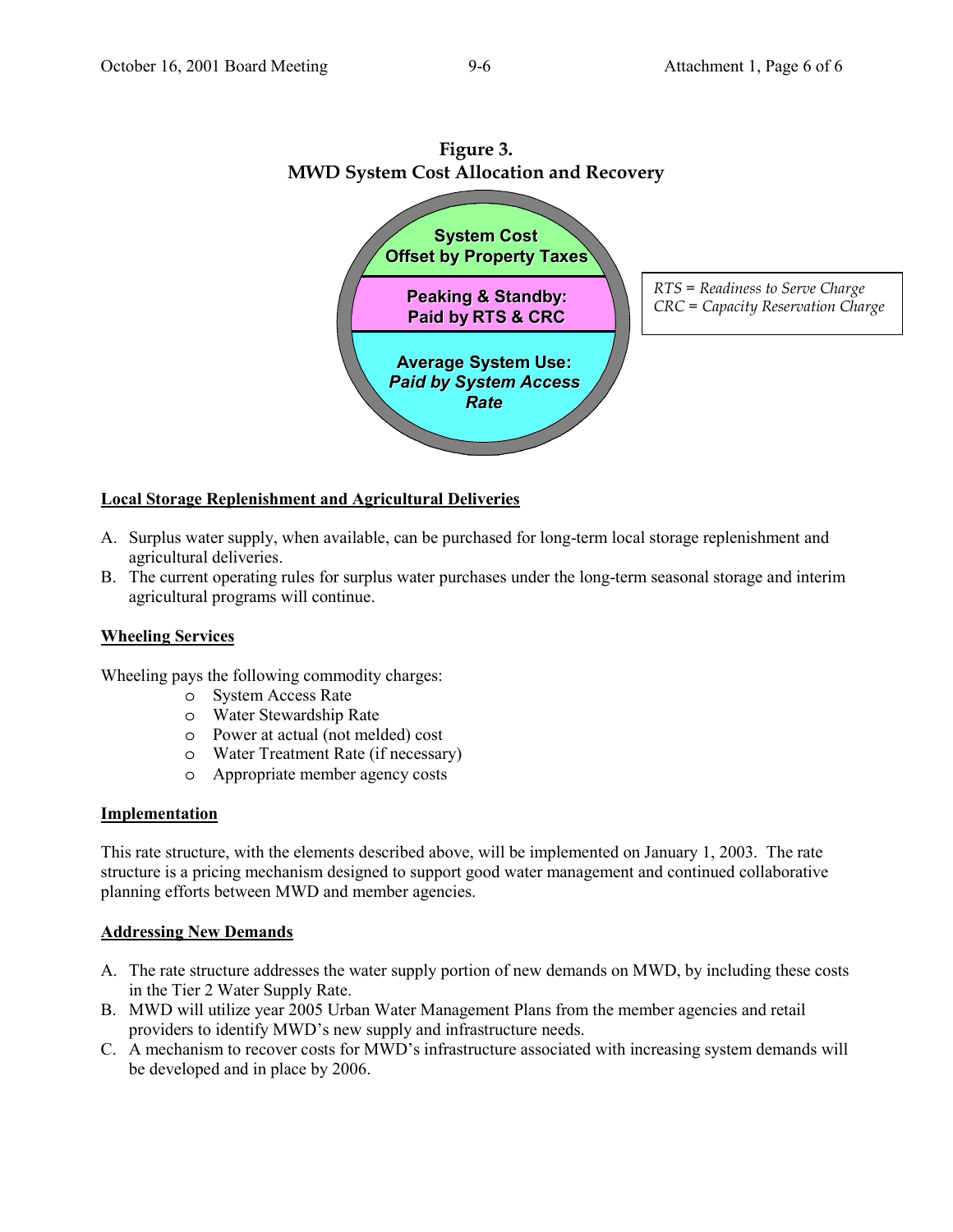**Figure 3.**
**MWD System Cost Allocation and Recovery**

System Cost
Offset by Property Taxes

Peaking & Standby:
Paid by RTS & CRC

Average System Use:
*Paid by System Access Rate*

*RTS = Readiness to Serve Charge*
*CRC = Capacity Reservation Charge*

## Local Storage Replenishment and Agricultural Deliveries

A. Surplus water supply, when available, can be purchased for long-term local storage replenishment and agricultural deliveries.
B. The current operating rules for surplus water purchases under the long-term seasonal storage and interim agricultural programs will continue.

## Wheeling Services

Wheeling pays the following commodity charges:

- System Access Rate
- Water Stewardship Rate
- Power at actual (not melded) cost
- Water Treatment Rate (if necessary)
- Appropriate member agency costs

## Implementation

This rate structure, with the elements described above, will be implemented on January 1, 2003. The rate structure is a pricing mechanism designed to support good water management and continued collaborative planning efforts between MWD and member agencies.

## Addressing New Demands

A. The rate structure addresses the water supply portion of new demands on MWD, by including these costs in the Tier 2 Water Supply Rate.
B. MWD will utilize year 2005 Urban Water Management Plans from the member agencies and retail providers to identify MWD's new supply and infrastructure needs.
C. A mechanism to recover costs for MWD's infrastructure associated with increasing system demands will be developed and in place by 2006.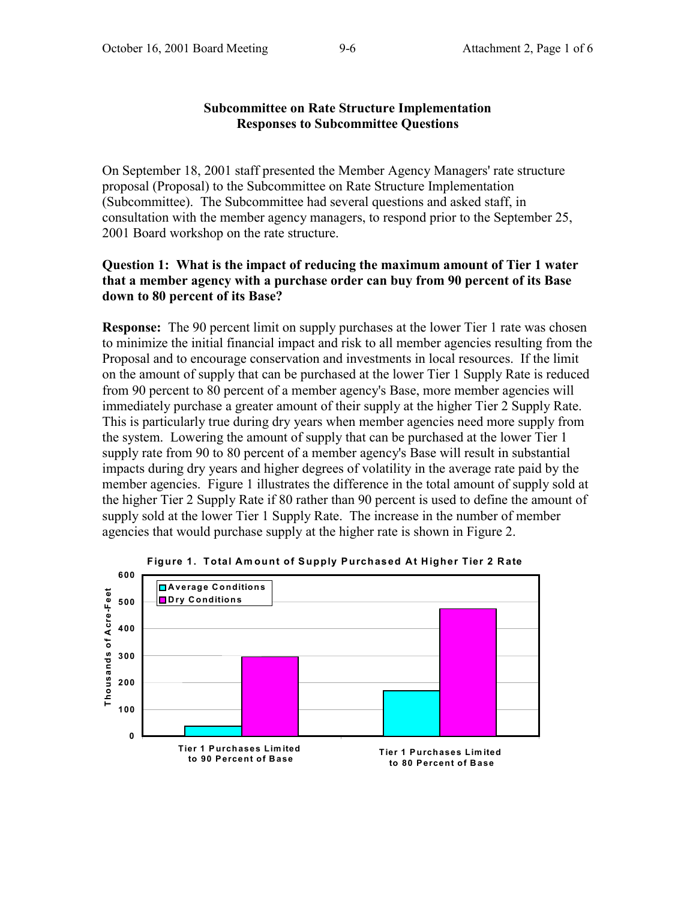## Subcommittee on Rate Structure Implementation
## Responses to Subcommittee Questions

On September 18, 2001 staff presented the Member Agency Managers' rate structure proposal (Proposal) to the Subcommittee on Rate Structure Implementation (Subcommittee). The Subcommittee had several questions and asked staff, in consultation with the member agency managers, to respond prior to the September 25, 2001 Board workshop on the rate structure.

**Question 1: What is the impact of reducing the maximum amount of Tier 1 water that a member agency with a purchase order can buy from 90 percent of its Base down to 80 percent of its Base?**

**Response:** The 90 percent limit on supply purchases at the lower Tier 1 rate was chosen to minimize the initial financial impact and risk to all member agencies resulting from the Proposal and to encourage conservation and investments in local resources. If the limit on the amount of supply that can be purchased at the lower Tier 1 Supply Rate is reduced from 90 percent to 80 percent of a member agency's Base, more member agencies will immediately purchase a greater amount of their supply at the higher Tier 2 Supply Rate. This is particularly true during dry years when member agencies need more supply from the system. Lowering the amount of supply that can be purchased at the lower Tier 1 supply rate from 90 to 80 percent of a member agency's Base will result in substantial impacts during dry years and higher degrees of volatility in the average rate paid by the member agencies. Figure 1 illustrates the difference in the total amount of supply sold at the higher Tier 2 Supply Rate if 80 rather than 90 percent is used to define the amount of supply sold at the lower Tier 1 Supply Rate. The increase in the number of member agencies that would purchase supply at the higher rate is shown in Figure 2.

**Figure 1. Total Amount of Supply Purchased At Higher Tier 2 Rate**

Y-axis: Thousands of Acre-Feet (0–600)

| | Average Conditions | Dry Conditions |
|---|---|---|
| Tier 1 Purchases Limited to 90 Percent of Base | ~40 | ~295 |
| Tier 1 Purchases Limited to 80 Percent of Base | ~170 | ~475 |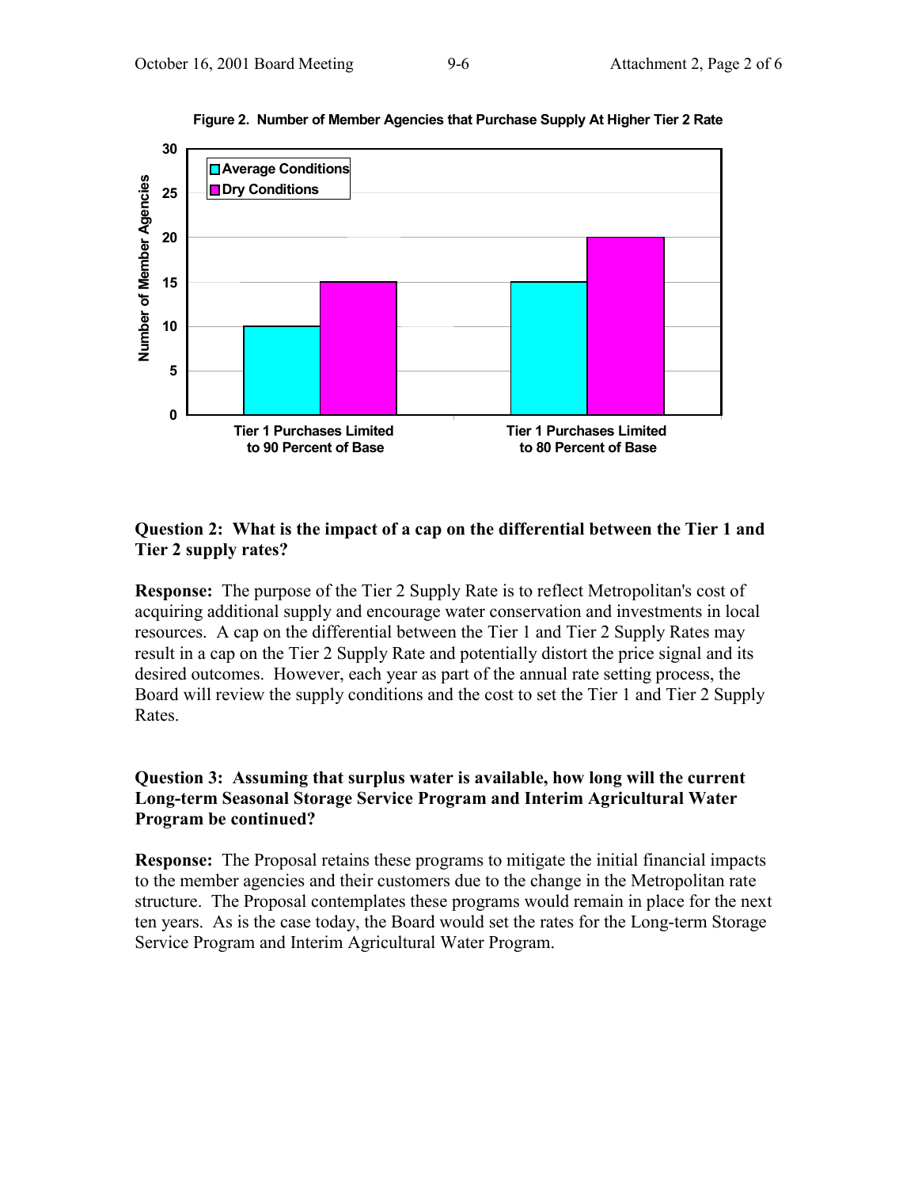**Figure 2. Number of Member Agencies that Purchase Supply At Higher Tier 2 Rate**

| | Average Conditions | Dry Conditions |
|---|---|---|
| Tier 1 Purchases Limited to 90 Percent of Base | 10 | 15 |
| Tier 1 Purchases Limited to 80 Percent of Base | 15 | 20 |

### Question 2: What is the impact of a cap on the differential between the Tier 1 and Tier 2 supply rates?

**Response:** The purpose of the Tier 2 Supply Rate is to reflect Metropolitan's cost of acquiring additional supply and encourage water conservation and investments in local resources. A cap on the differential between the Tier 1 and Tier 2 Supply Rates may result in a cap on the Tier 2 Supply Rate and potentially distort the price signal and its desired outcomes. However, each year as part of the annual rate setting process, the Board will review the supply conditions and the cost to set the Tier 1 and Tier 2 Supply Rates.

### Question 3: Assuming that surplus water is available, how long will the current Long-term Seasonal Storage Service Program and Interim Agricultural Water Program be continued?

**Response:** The Proposal retains these programs to mitigate the initial financial impacts to the member agencies and their customers due to the change in the Metropolitan rate structure. The Proposal contemplates these programs would remain in place for the next ten years. As is the case today, the Board would set the rates for the Long-term Storage Service Program and Interim Agricultural Water Program.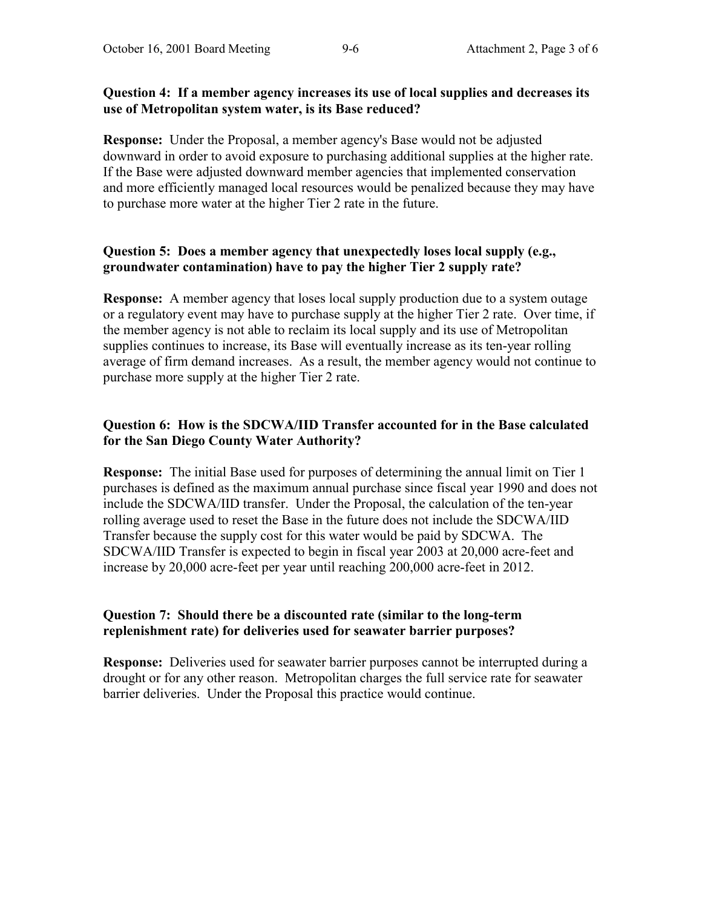**Question 4: If a member agency increases its use of local supplies and decreases its use of Metropolitan system water, is its Base reduced?**

**Response:** Under the Proposal, a member agency's Base would not be adjusted downward in order to avoid exposure to purchasing additional supplies at the higher rate. If the Base were adjusted downward member agencies that implemented conservation and more efficiently managed local resources would be penalized because they may have to purchase more water at the higher Tier 2 rate in the future.

**Question 5: Does a member agency that unexpectedly loses local supply (e.g., groundwater contamination) have to pay the higher Tier 2 supply rate?**

**Response:** A member agency that loses local supply production due to a system outage or a regulatory event may have to purchase supply at the higher Tier 2 rate. Over time, if the member agency is not able to reclaim its local supply and its use of Metropolitan supplies continues to increase, its Base will eventually increase as its ten-year rolling average of firm demand increases. As a result, the member agency would not continue to purchase more supply at the higher Tier 2 rate.

**Question 6: How is the SDCWA/IID Transfer accounted for in the Base calculated for the San Diego County Water Authority?**

**Response:** The initial Base used for purposes of determining the annual limit on Tier 1 purchases is defined as the maximum annual purchase since fiscal year 1990 and does not include the SDCWA/IID transfer. Under the Proposal, the calculation of the ten-year rolling average used to reset the Base in the future does not include the SDCWA/IID Transfer because the supply cost for this water would be paid by SDCWA. The SDCWA/IID Transfer is expected to begin in fiscal year 2003 at 20,000 acre-feet and increase by 20,000 acre-feet per year until reaching 200,000 acre-feet in 2012.

**Question 7: Should there be a discounted rate (similar to the long-term replenishment rate) for deliveries used for seawater barrier purposes?**

**Response:** Deliveries used for seawater barrier purposes cannot be interrupted during a drought or for any other reason. Metropolitan charges the full service rate for seawater barrier deliveries. Under the Proposal this practice would continue.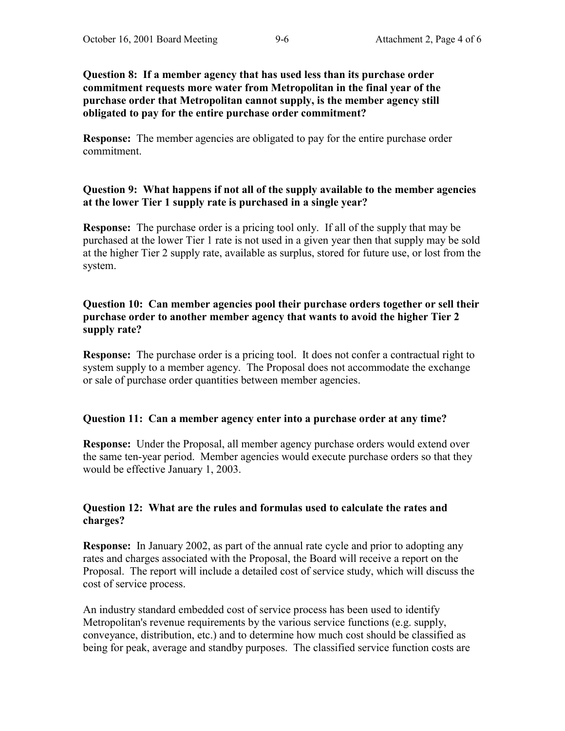**Question 8: If a member agency that has used less than its purchase order commitment requests more water from Metropolitan in the final year of the purchase order that Metropolitan cannot supply, is the member agency still obligated to pay for the entire purchase order commitment?**

**Response:** The member agencies are obligated to pay for the entire purchase order commitment.

**Question 9: What happens if not all of the supply available to the member agencies at the lower Tier 1 supply rate is purchased in a single year?**

**Response:** The purchase order is a pricing tool only. If all of the supply that may be purchased at the lower Tier 1 rate is not used in a given year then that supply may be sold at the higher Tier 2 supply rate, available as surplus, stored for future use, or lost from the system.

**Question 10: Can member agencies pool their purchase orders together or sell their purchase order to another member agency that wants to avoid the higher Tier 2 supply rate?**

**Response:** The purchase order is a pricing tool. It does not confer a contractual right to system supply to a member agency. The Proposal does not accommodate the exchange or sale of purchase order quantities between member agencies.

**Question 11: Can a member agency enter into a purchase order at any time?**

**Response:** Under the Proposal, all member agency purchase orders would extend over the same ten-year period. Member agencies would execute purchase orders so that they would be effective January 1, 2003.

**Question 12: What are the rules and formulas used to calculate the rates and charges?**

**Response:** In January 2002, as part of the annual rate cycle and prior to adopting any rates and charges associated with the Proposal, the Board will receive a report on the Proposal. The report will include a detailed cost of service study, which will discuss the cost of service process.

An industry standard embedded cost of service process has been used to identify Metropolitan's revenue requirements by the various service functions (e.g. supply, conveyance, distribution, etc.) and to determine how much cost should be classified as being for peak, average and standby purposes. The classified service function costs are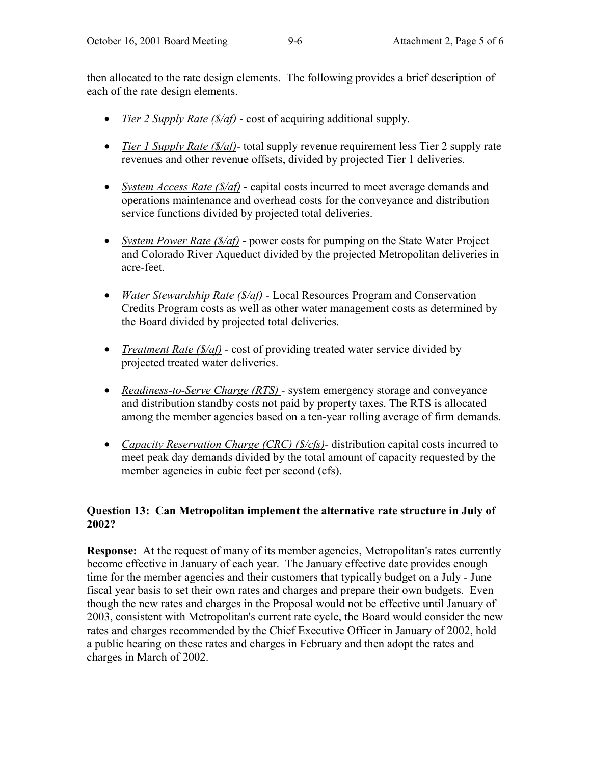then allocated to the rate design elements. The following provides a brief description of each of the rate design elements.

- *Tier 2 Supply Rate ($/af)* - cost of acquiring additional supply.
- *Tier 1 Supply Rate ($/af)*- total supply revenue requirement less Tier 2 supply rate revenues and other revenue offsets, divided by projected Tier 1 deliveries.
- *System Access Rate ($/af)* - capital costs incurred to meet average demands and operations maintenance and overhead costs for the conveyance and distribution service functions divided by projected total deliveries.
- *System Power Rate ($/af)* - power costs for pumping on the State Water Project and Colorado River Aqueduct divided by the projected Metropolitan deliveries in acre-feet.
- *Water Stewardship Rate ($/af)* - Local Resources Program and Conservation Credits Program costs as well as other water management costs as determined by the Board divided by projected total deliveries.
- *Treatment Rate ($/af)* - cost of providing treated water service divided by projected treated water deliveries.
- *Readiness-to-Serve Charge (RTS)* - system emergency storage and conveyance and distribution standby costs not paid by property taxes. The RTS is allocated among the member agencies based on a ten-year rolling average of firm demands.
- *Capacity Reservation Charge (CRC) ($/cfs)*- distribution capital costs incurred to meet peak day demands divided by the total amount of capacity requested by the member agencies in cubic feet per second (cfs).

**Question 13: Can Metropolitan implement the alternative rate structure in July of 2002?**

**Response:** At the request of many of its member agencies, Metropolitan's rates currently become effective in January of each year. The January effective date provides enough time for the member agencies and their customers that typically budget on a July - June fiscal year basis to set their own rates and charges and prepare their own budgets. Even though the new rates and charges in the Proposal would not be effective until January of 2003, consistent with Metropolitan's current rate cycle, the Board would consider the new rates and charges recommended by the Chief Executive Officer in January of 2002, hold a public hearing on these rates and charges in February and then adopt the rates and charges in March of 2002.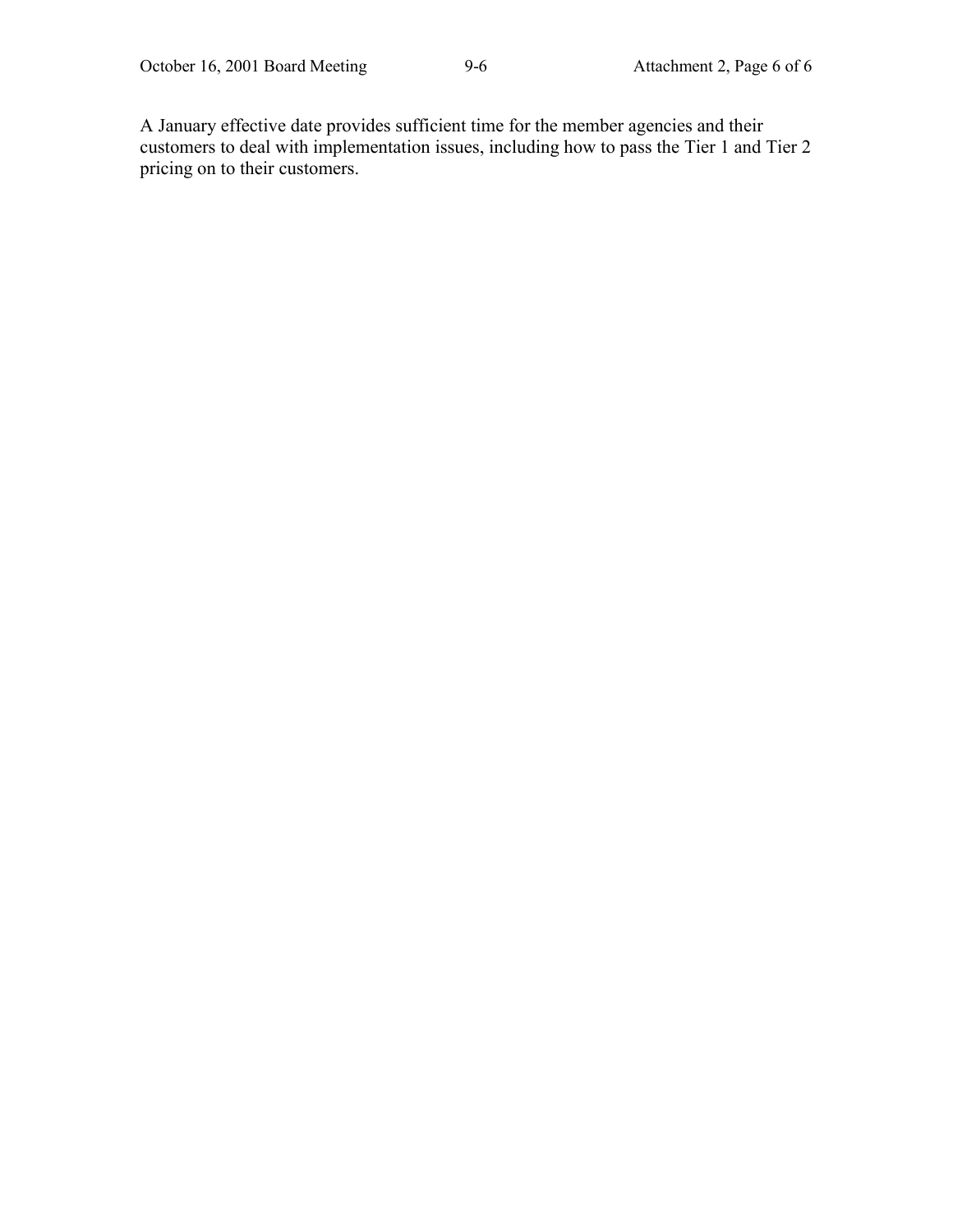A January effective date provides sufficient time for the member agencies and their customers to deal with implementation issues, including how to pass the Tier 1 and Tier 2 pricing on to their customers.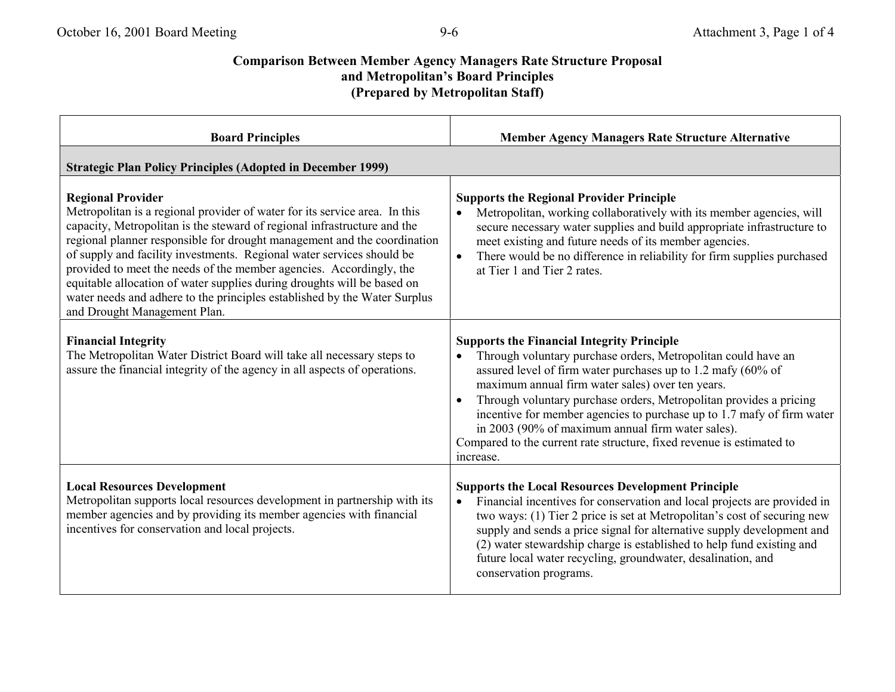### Comparison Between Member Agency Managers Rate Structure Proposal and Metropolitan's Board Principles (Prepared by Metropolitan Staff)

| Board Principles | Member Agency Managers Rate Structure Alternative |
|---|---|
| **Strategic Plan Policy Principles (Adopted in December 1999)** | |
| **Regional Provider**<br>Metropolitan is a regional provider of water for its service area. In this capacity, Metropolitan is the steward of regional infrastructure and the regional planner responsible for drought management and the coordination of supply and facility investments. Regional water services should be provided to meet the needs of the member agencies. Accordingly, the equitable allocation of water supplies during droughts will be based on water needs and adhere to the principles established by the Water Surplus and Drought Management Plan. | **Supports the Regional Provider Principle**<br>• Metropolitan, working collaboratively with its member agencies, will secure necessary water supplies and build appropriate infrastructure to meet existing and future needs of its member agencies.<br>• There would be no difference in reliability for firm supplies purchased at Tier 1 and Tier 2 rates. |
| **Financial Integrity**<br>The Metropolitan Water District Board will take all necessary steps to assure the financial integrity of the agency in all aspects of operations. | **Supports the Financial Integrity Principle**<br>• Through voluntary purchase orders, Metropolitan could have an assured level of firm water purchases up to 1.2 mafy (60% of maximum annual firm water sales) over ten years.<br>• Through voluntary purchase orders, Metropolitan provides a pricing incentive for member agencies to purchase up to 1.7 mafy of firm water in 2003 (90% of maximum annual firm water sales).<br>Compared to the current rate structure, fixed revenue is estimated to increase. |
| **Local Resources Development**<br>Metropolitan supports local resources development in partnership with its member agencies and by providing its member agencies with financial incentives for conservation and local projects. | **Supports the Local Resources Development Principle**<br>• Financial incentives for conservation and local projects are provided in two ways: (1) Tier 2 price is set at Metropolitan's cost of securing new supply and sends a price signal for alternative supply development and (2) water stewardship charge is established to help fund existing and future local water recycling, groundwater, desalination, and conservation programs. |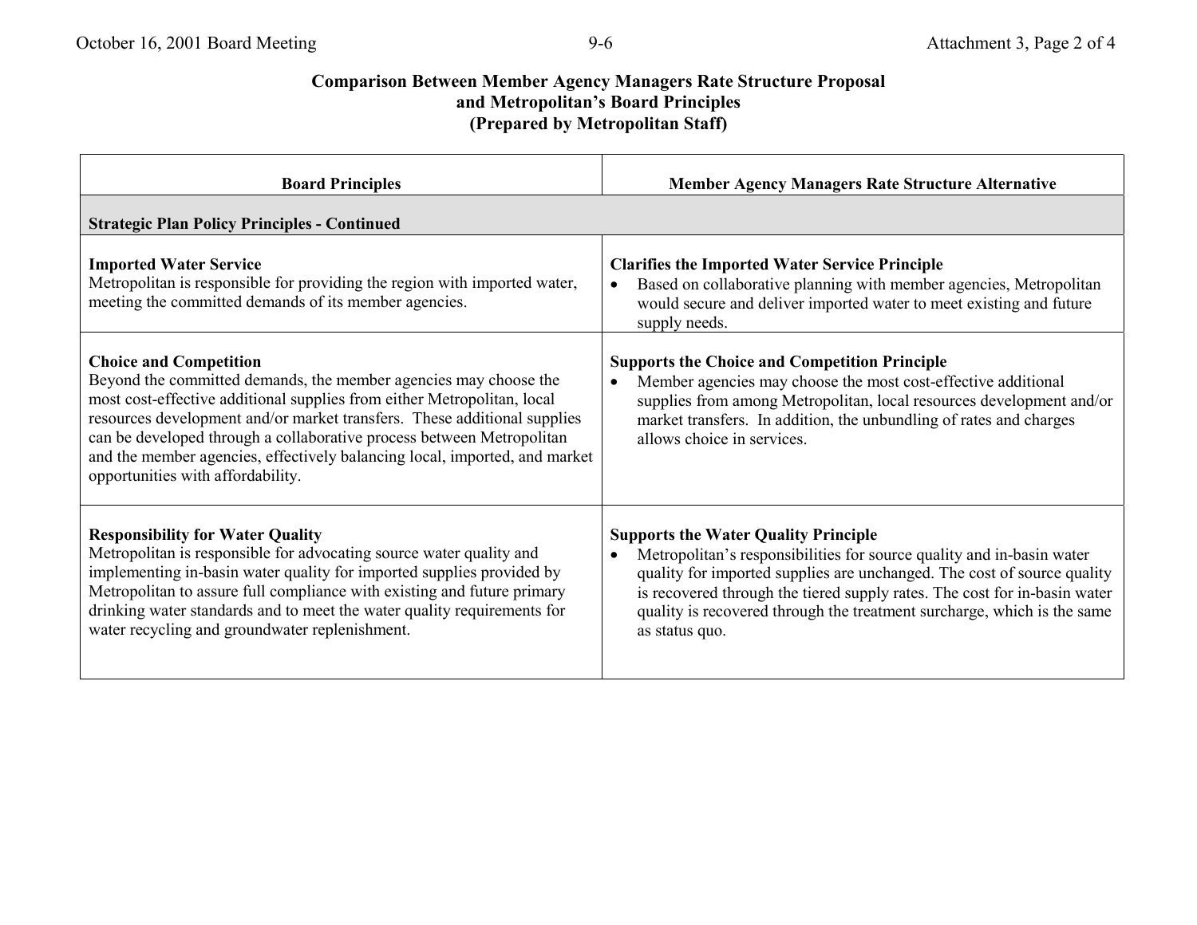**Comparison Between Member Agency Managers Rate Structure Proposal and Metropolitan's Board Principles (Prepared by Metropolitan Staff)**

| Board Principles | Member Agency Managers Rate Structure Alternative |
|---|---|
| **Strategic Plan Policy Principles - Continued** | |
| **Imported Water Service**<br>Metropolitan is responsible for providing the region with imported water, meeting the committed demands of its member agencies. | **Clarifies the Imported Water Service Principle**<br>• Based on collaborative planning with member agencies, Metropolitan would secure and deliver imported water to meet existing and future supply needs. |
| **Choice and Competition**<br>Beyond the committed demands, the member agencies may choose the most cost-effective additional supplies from either Metropolitan, local resources development and/or market transfers. These additional supplies can be developed through a collaborative process between Metropolitan and the member agencies, effectively balancing local, imported, and market opportunities with affordability. | **Supports the Choice and Competition Principle**<br>• Member agencies may choose the most cost-effective additional supplies from among Metropolitan, local resources development and/or market transfers. In addition, the unbundling of rates and charges allows choice in services. |
| **Responsibility for Water Quality**<br>Metropolitan is responsible for advocating source water quality and implementing in-basin water quality for imported supplies provided by Metropolitan to assure full compliance with existing and future primary drinking water standards and to meet the water quality requirements for water recycling and groundwater replenishment. | **Supports the Water Quality Principle**<br>• Metropolitan's responsibilities for source quality and in-basin water quality for imported supplies are unchanged. The cost of source quality is recovered through the tiered supply rates. The cost for in-basin water quality is recovered through the treatment surcharge, which is the same as status quo. |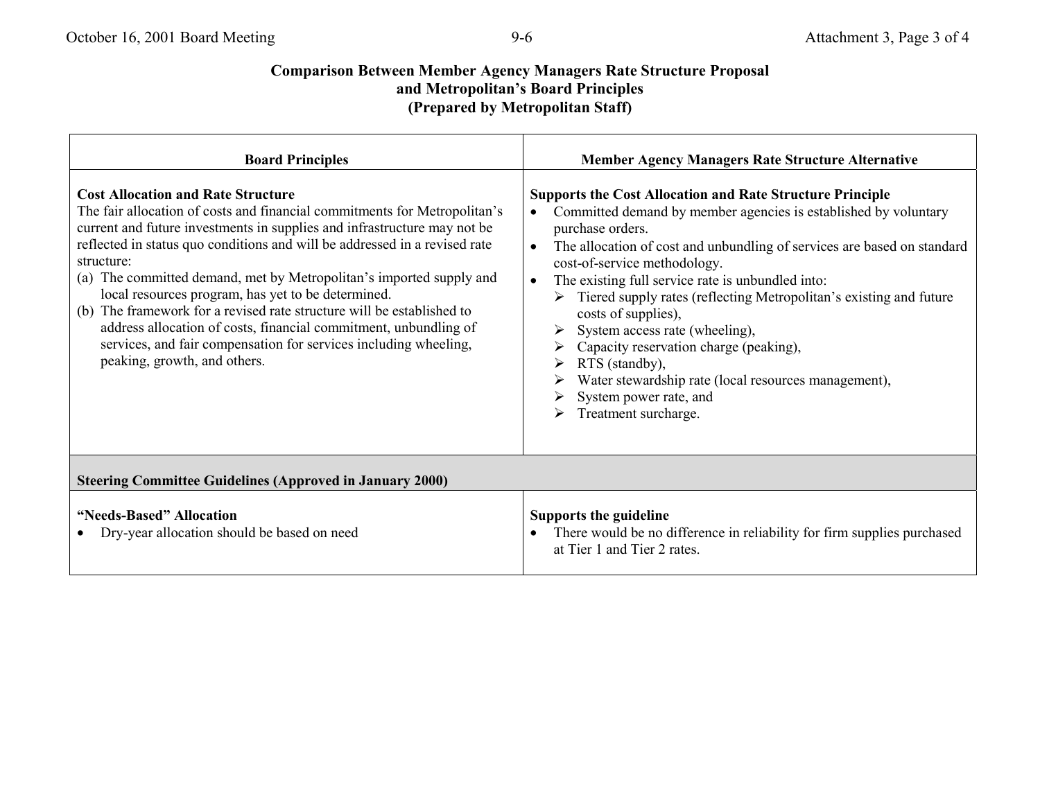**Comparison Between Member Agency Managers Rate Structure Proposal and Metropolitan's Board Principles (Prepared by Metropolitan Staff)**

| Board Principles | Member Agency Managers Rate Structure Alternative |
|---|---|
| **Cost Allocation and Rate Structure**<br>The fair allocation of costs and financial commitments for Metropolitan's current and future investments in supplies and infrastructure may not be reflected in status quo conditions and will be addressed in a revised rate structure:<br>(a) The committed demand, met by Metropolitan's imported supply and local resources program, has yet to be determined.<br>(b) The framework for a revised rate structure will be established to address allocation of costs, financial commitment, unbundling of services, and fair compensation for services including wheeling, peaking, growth, and others. | **Supports the Cost Allocation and Rate Structure Principle**<br>• Committed demand by member agencies is established by voluntary purchase orders.<br>• The allocation of cost and unbundling of services are based on standard cost-of-service methodology.<br>• The existing full service rate is unbundled into:<br>➢ Tiered supply rates (reflecting Metropolitan's existing and future costs of supplies),<br>➢ System access rate (wheeling),<br>➢ Capacity reservation charge (peaking),<br>➢ RTS (standby),<br>➢ Water stewardship rate (local resources management),<br>➢ System power rate, and<br>➢ Treatment surcharge. |
| **Steering Committee Guidelines (Approved in January 2000)** | |
| **"Needs-Based" Allocation**<br>• Dry-year allocation should be based on need | **Supports the guideline**<br>• There would be no difference in reliability for firm supplies purchased at Tier 1 and Tier 2 rates. |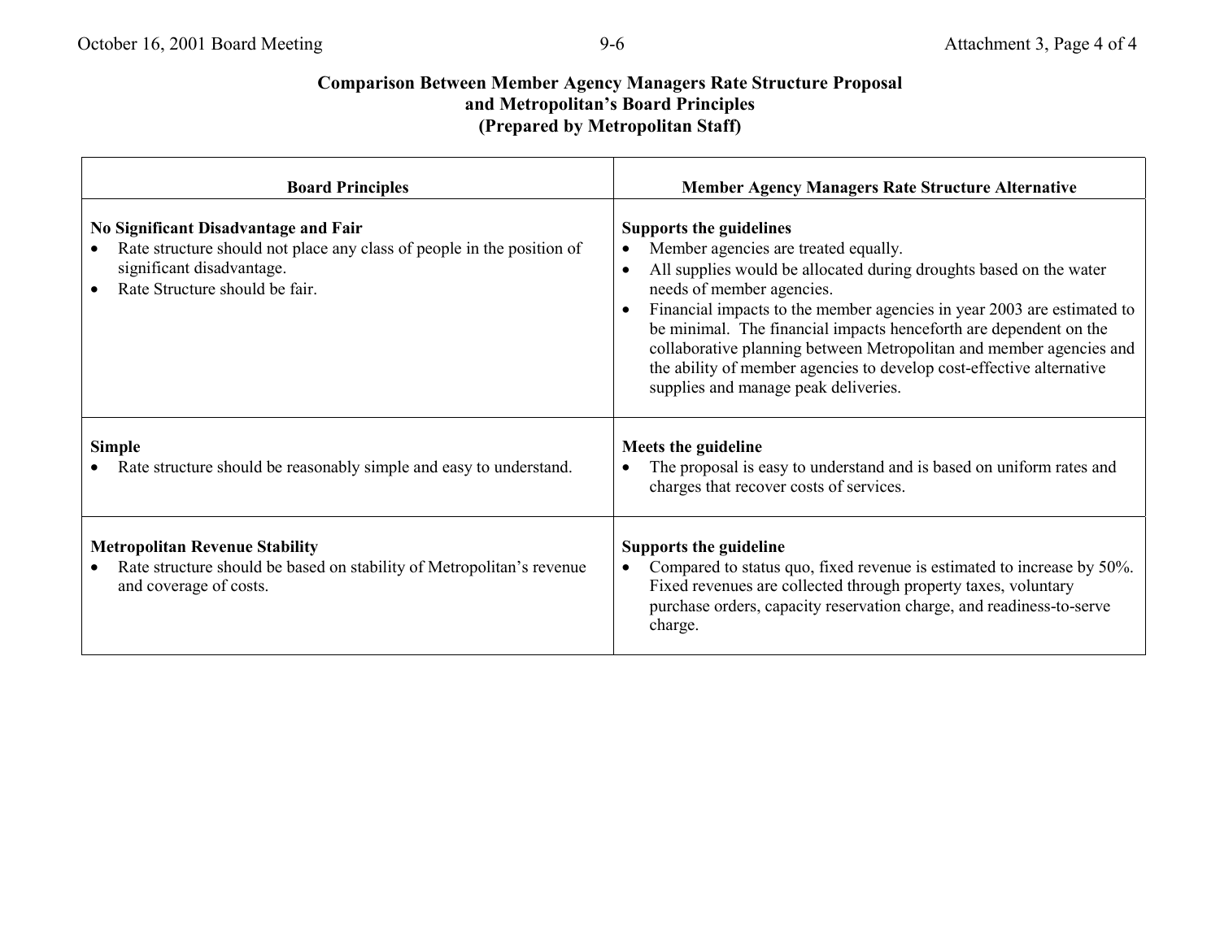**Comparison Between Member Agency Managers Rate Structure Proposal and Metropolitan's Board Principles (Prepared by Metropolitan Staff)**

| Board Principles | Member Agency Managers Rate Structure Alternative |
|---|---|
| **No Significant Disadvantage and Fair**<br>• Rate structure should not place any class of people in the position of significant disadvantage.<br>• Rate Structure should be fair. | **Supports the guidelines**<br>• Member agencies are treated equally.<br>• All supplies would be allocated during droughts based on the water needs of member agencies.<br>• Financial impacts to the member agencies in year 2003 are estimated to be minimal. The financial impacts henceforth are dependent on the collaborative planning between Metropolitan and member agencies and the ability of member agencies to develop cost-effective alternative supplies and manage peak deliveries. |
| **Simple**<br>• Rate structure should be reasonably simple and easy to understand. | **Meets the guideline**<br>• The proposal is easy to understand and is based on uniform rates and charges that recover costs of services. |
| **Metropolitan Revenue Stability**<br>• Rate structure should be based on stability of Metropolitan's revenue and coverage of costs. | **Supports the guideline**<br>• Compared to status quo, fixed revenue is estimated to increase by 50%. Fixed revenues are collected through property taxes, voluntary purchase orders, capacity reservation charge, and readiness-to-serve charge. |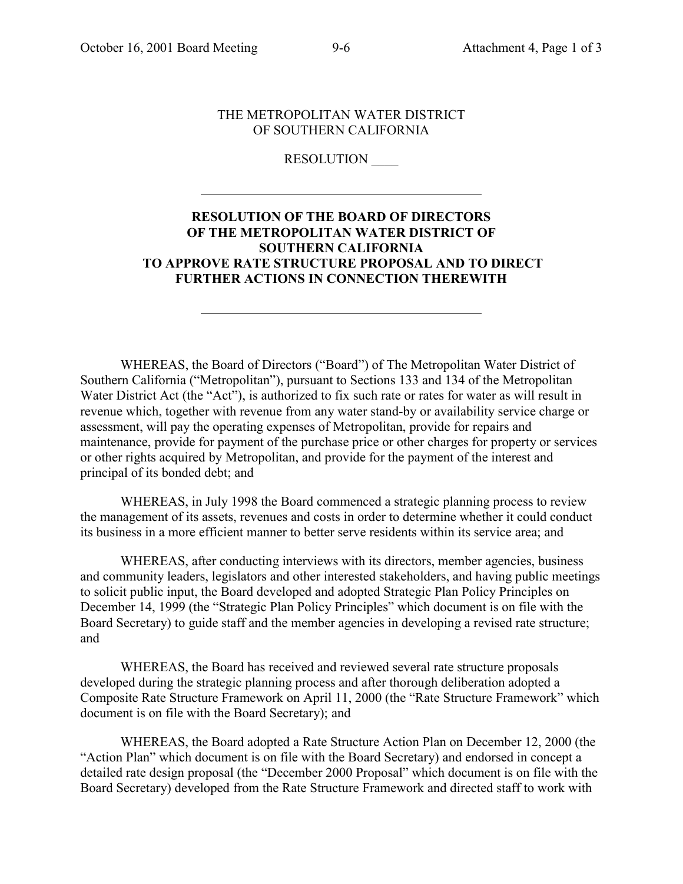THE METROPOLITAN WATER DISTRICT
OF SOUTHERN CALIFORNIA

RESOLUTION ____

---

**RESOLUTION OF THE BOARD OF DIRECTORS OF THE METROPOLITAN WATER DISTRICT OF SOUTHERN CALIFORNIA TO APPROVE RATE STRUCTURE PROPOSAL AND TO DIRECT FURTHER ACTIONS IN CONNECTION THEREWITH**

---

WHEREAS, the Board of Directors ("Board") of The Metropolitan Water District of Southern California ("Metropolitan"), pursuant to Sections 133 and 134 of the Metropolitan Water District Act (the "Act"), is authorized to fix such rate or rates for water as will result in revenue which, together with revenue from any water stand-by or availability service charge or assessment, will pay the operating expenses of Metropolitan, provide for repairs and maintenance, provide for payment of the purchase price or other charges for property or services or other rights acquired by Metropolitan, and provide for the payment of the interest and principal of its bonded debt; and

WHEREAS, in July 1998 the Board commenced a strategic planning process to review the management of its assets, revenues and costs in order to determine whether it could conduct its business in a more efficient manner to better serve residents within its service area; and

WHEREAS, after conducting interviews with its directors, member agencies, business and community leaders, legislators and other interested stakeholders, and having public meetings to solicit public input, the Board developed and adopted Strategic Plan Policy Principles on December 14, 1999 (the "Strategic Plan Policy Principles" which document is on file with the Board Secretary) to guide staff and the member agencies in developing a revised rate structure; and

WHEREAS, the Board has received and reviewed several rate structure proposals developed during the strategic planning process and after thorough deliberation adopted a Composite Rate Structure Framework on April 11, 2000 (the "Rate Structure Framework" which document is on file with the Board Secretary); and

WHEREAS, the Board adopted a Rate Structure Action Plan on December 12, 2000 (the "Action Plan" which document is on file with the Board Secretary) and endorsed in concept a detailed rate design proposal (the "December 2000 Proposal" which document is on file with the Board Secretary) developed from the Rate Structure Framework and directed staff to work with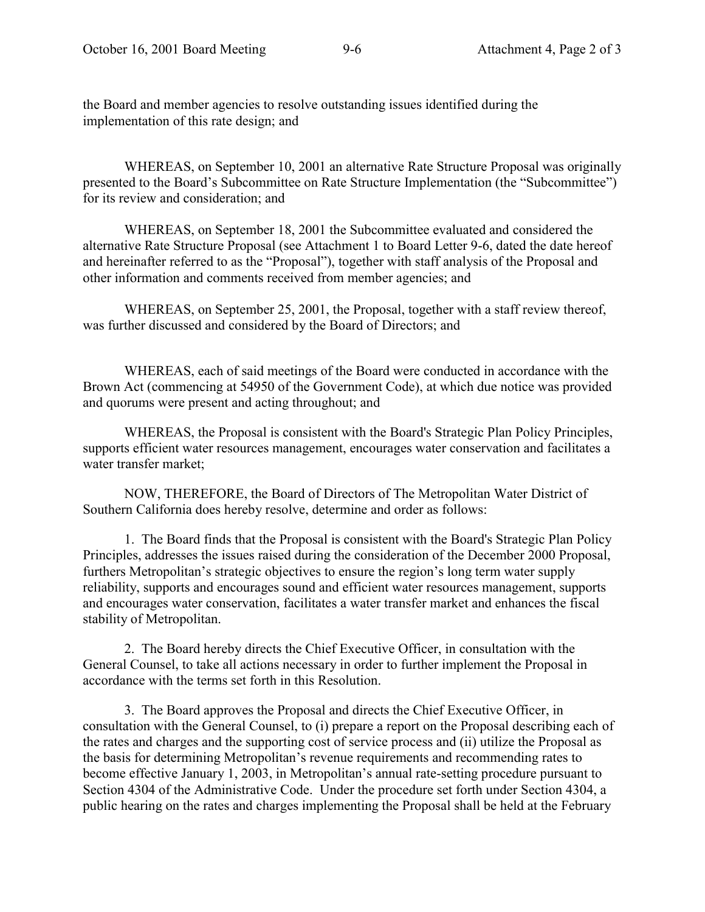the Board and member agencies to resolve outstanding issues identified during the implementation of this rate design; and

WHEREAS, on September 10, 2001 an alternative Rate Structure Proposal was originally presented to the Board's Subcommittee on Rate Structure Implementation (the "Subcommittee") for its review and consideration; and

WHEREAS, on September 18, 2001 the Subcommittee evaluated and considered the alternative Rate Structure Proposal (see Attachment 1 to Board Letter 9-6, dated the date hereof and hereinafter referred to as the "Proposal"), together with staff analysis of the Proposal and other information and comments received from member agencies; and

WHEREAS, on September 25, 2001, the Proposal, together with a staff review thereof, was further discussed and considered by the Board of Directors; and

WHEREAS, each of said meetings of the Board were conducted in accordance with the Brown Act (commencing at 54950 of the Government Code), at which due notice was provided and quorums were present and acting throughout; and

WHEREAS, the Proposal is consistent with the Board's Strategic Plan Policy Principles, supports efficient water resources management, encourages water conservation and facilitates a water transfer market;

NOW, THEREFORE, the Board of Directors of The Metropolitan Water District of Southern California does hereby resolve, determine and order as follows:

1. The Board finds that the Proposal is consistent with the Board's Strategic Plan Policy Principles, addresses the issues raised during the consideration of the December 2000 Proposal, furthers Metropolitan's strategic objectives to ensure the region's long term water supply reliability, supports and encourages sound and efficient water resources management, supports and encourages water conservation, facilitates a water transfer market and enhances the fiscal stability of Metropolitan.

2. The Board hereby directs the Chief Executive Officer, in consultation with the General Counsel, to take all actions necessary in order to further implement the Proposal in accordance with the terms set forth in this Resolution.

3. The Board approves the Proposal and directs the Chief Executive Officer, in consultation with the General Counsel, to (i) prepare a report on the Proposal describing each of the rates and charges and the supporting cost of service process and (ii) utilize the Proposal as the basis for determining Metropolitan's revenue requirements and recommending rates to become effective January 1, 2003, in Metropolitan's annual rate-setting procedure pursuant to Section 4304 of the Administrative Code. Under the procedure set forth under Section 4304, a public hearing on the rates and charges implementing the Proposal shall be held at the February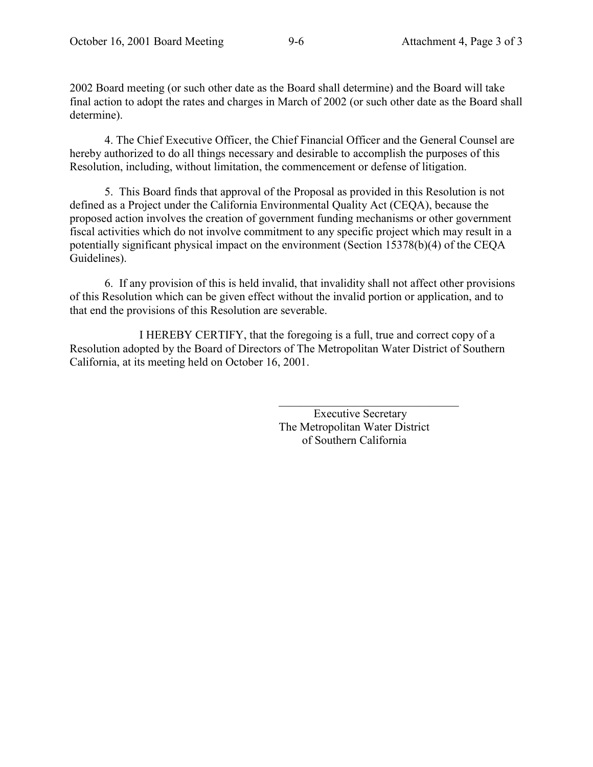2002 Board meeting (or such other date as the Board shall determine) and the Board will take final action to adopt the rates and charges in March of 2002 (or such other date as the Board shall determine).

4. The Chief Executive Officer, the Chief Financial Officer and the General Counsel are hereby authorized to do all things necessary and desirable to accomplish the purposes of this Resolution, including, without limitation, the commencement or defense of litigation.

5. This Board finds that approval of the Proposal as provided in this Resolution is not defined as a Project under the California Environmental Quality Act (CEQA), because the proposed action involves the creation of government funding mechanisms or other government fiscal activities which do not involve commitment to any specific project which may result in a potentially significant physical impact on the environment (Section 15378(b)(4) of the CEQA Guidelines).

6. If any provision of this is held invalid, that invalidity shall not affect other provisions of this Resolution which can be given effect without the invalid portion or application, and to that end the provisions of this Resolution are severable.

I HEREBY CERTIFY, that the foregoing is a full, true and correct copy of a Resolution adopted by the Board of Directors of The Metropolitan Water District of Southern California, at its meeting held on October 16, 2001.

\_\_\_\_\_\_\_\_\_\_\_\_\_\_\_\_\_\_\_\_\_\_\_\_\_\_\_\_\_\_\_\_

Executive Secretary
The Metropolitan Water District
of Southern California